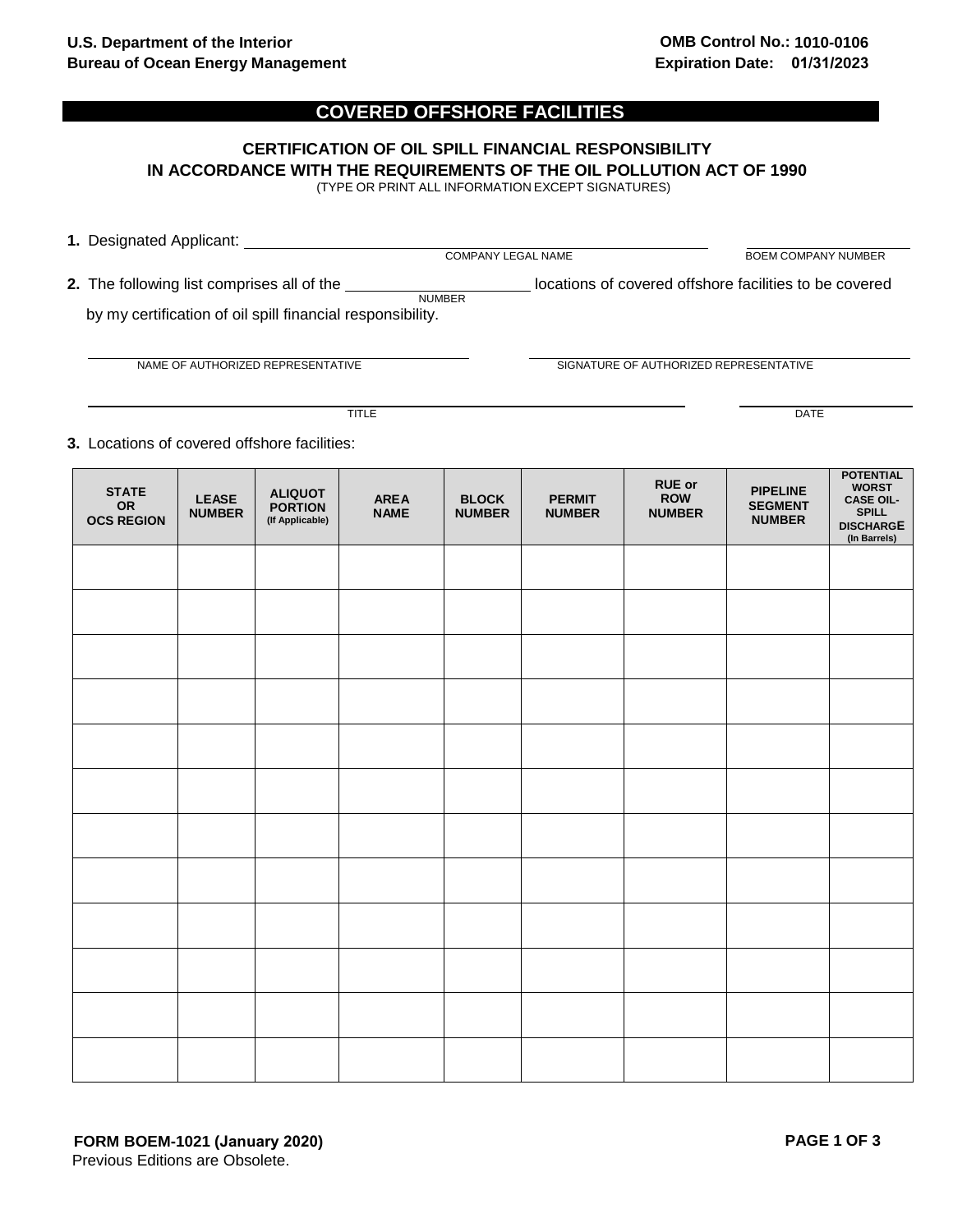U.S. Department of the Interior
Bureau of Ocean Energy Management

OMB Control No.: 1010-0106
Expiration Date: 01/31/2023

# COVERED OFFSHORE FACILITIES

## CERTIFICATION OF OIL SPILL FINANCIAL RESPONSIBILITY IN ACCORDANCE WITH THE REQUIREMENTS OF THE OIL POLLUTION ACT OF 1990

(TYPE OR PRINT ALL INFORMATION EXCEPT SIGNATURES)

**1.** Designated Applicant: ______________________________ ______________________
COMPANY LEGAL NAME BOEM COMPANY NUMBER

**2.** The following list comprises all of the ______________ locations of covered offshore facilities to be covered by my certification of oil spill financial responsibility.
NUMBER

______________________________ ______________________________
NAME OF AUTHORIZED REPRESENTATIVE SIGNATURE OF AUTHORIZED REPRESENTATIVE

______________________________ ______________________
TITLE DATE

**3.** Locations of covered offshore facilities:

| STATE OR OCS REGION | LEASE NUMBER | ALIQUOT PORTION (If Applicable) | AREA NAME | BLOCK NUMBER | PERMIT NUMBER | RUE or ROW NUMBER | PIPELINE SEGMENT NUMBER | POTENTIAL WORST CASE OIL-SPILL DISCHARGE (In Barrels) |
|---|---|---|---|---|---|---|---|---|
| | | | | | | | | |
| | | | | | | | | |
| | | | | | | | | |
| | | | | | | | | |
| | | | | | | | | |
| | | | | | | | | |
| | | | | | | | | |
| | | | | | | | | |
| | | | | | | | | |
| | | | | | | | | |
| | | | | | | | | |
| | | | | | | | | |

**FORM BOEM-1021 (January 2020)**
Previous Editions are Obsolete.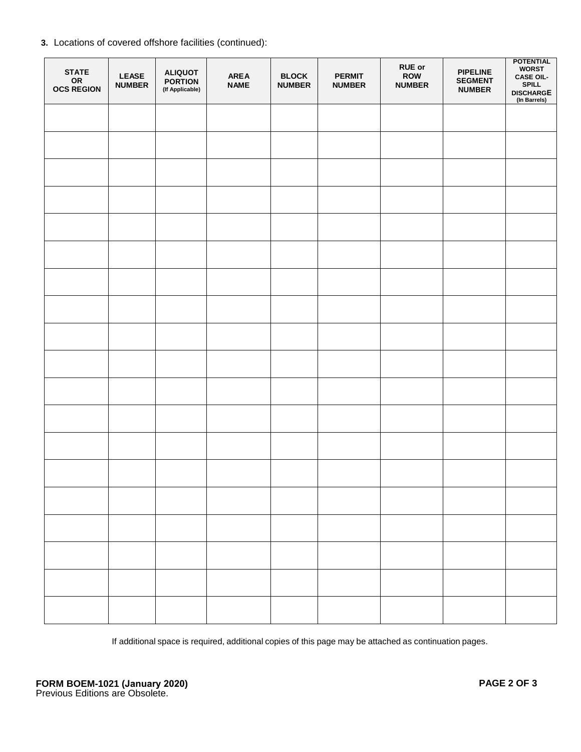**3.** Locations of covered offshore facilities (continued):

| STATE OR OCS REGION | LEASE NUMBER | ALIQUOT PORTION (If Applicable) | AREA NAME | BLOCK NUMBER | PERMIT NUMBER | RUE or ROW NUMBER | PIPELINE SEGMENT NUMBER | POTENTIAL WORST CASE OIL-SPILL DISCHARGE (In Barrels) |
|---|---|---|---|---|---|---|---|---|
| | | | | | | | | |
| | | | | | | | | |
| | | | | | | | | |
| | | | | | | | | |
| | | | | | | | | |
| | | | | | | | | |
| | | | | | | | | |
| | | | | | | | | |
| | | | | | | | | |
| | | | | | | | | |
| | | | | | | | | |
| | | | | | | | | |
| | | | | | | | | |
| | | | | | | | | |
| | | | | | | | | |
| | | | | | | | | |
| | | | | | | | | |
| | | | | | | | | |
| | | | | | | | | |

If additional space is required, additional copies of this page may be attached as continuation pages.

**FORM BOEM-1021 (January 2020)**
Previous Editions are Obsolete.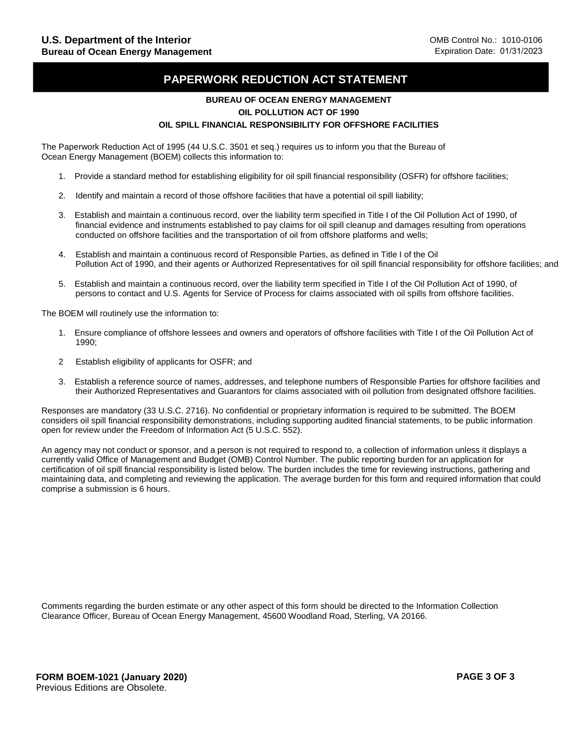**U.S. Department of the Interior**
**Bureau of Ocean Energy Management**

OMB Control No.: 1010-0106
Expiration Date: 01/31/2023

# PAPERWORK REDUCTION ACT STATEMENT

**BUREAU OF OCEAN ENERGY MANAGEMENT**
**OIL POLLUTION ACT OF 1990**
**OIL SPILL FINANCIAL RESPONSIBILITY FOR OFFSHORE FACILITIES**

The Paperwork Reduction Act of 1995 (44 U.S.C. 3501 et seq.) requires us to inform you that the Bureau of Ocean Energy Management (BOEM) collects this information to:

1. Provide a standard method for establishing eligibility for oil spill financial responsibility (OSFR) for offshore facilities;
2. Identify and maintain a record of those offshore facilities that have a potential oil spill liability;
3. Establish and maintain a continuous record, over the liability term specified in Title I of the Oil Pollution Act of 1990, of financial evidence and instruments established to pay claims for oil spill cleanup and damages resulting from operations conducted on offshore facilities and the transportation of oil from offshore platforms and wells;
4. Establish and maintain a continuous record of Responsible Parties, as defined in Title I of the Oil Pollution Act of 1990, and their agents or Authorized Representatives for oil spill financial responsibility for offshore facilities; and
5. Establish and maintain a continuous record, over the liability term specified in Title I of the Oil Pollution Act of 1990, of persons to contact and U.S. Agents for Service of Process for claims associated with oil spills from offshore facilities.

The BOEM will routinely use the information to:

1. Ensure compliance of offshore lessees and owners and operators of offshore facilities with Title I of the Oil Pollution Act of 1990;
2. Establish eligibility of applicants for OSFR; and
3. Establish a reference source of names, addresses, and telephone numbers of Responsible Parties for offshore facilities and their Authorized Representatives and Guarantors for claims associated with oil pollution from designated offshore facilities.

Responses are mandatory (33 U.S.C. 2716). No confidential or proprietary information is required to be submitted. The BOEM considers oil spill financial responsibility demonstrations, including supporting audited financial statements, to be public information open for review under the Freedom of Information Act (5 U.S.C. 552).

An agency may not conduct or sponsor, and a person is not required to respond to, a collection of information unless it displays a currently valid Office of Management and Budget (OMB) Control Number. The public reporting burden for an application for certification of oil spill financial responsibility is listed below. The burden includes the time for reviewing instructions, gathering and maintaining data, and completing and reviewing the application. The average burden for this form and required information that could comprise a submission is 6 hours.

Comments regarding the burden estimate or any other aspect of this form should be directed to the Information Collection Clearance Officer, Bureau of Ocean Energy Management, 45600 Woodland Road, Sterling, VA 20166.

**FORM BOEM-1021 (January 2020)**
Previous Editions are Obsolete.